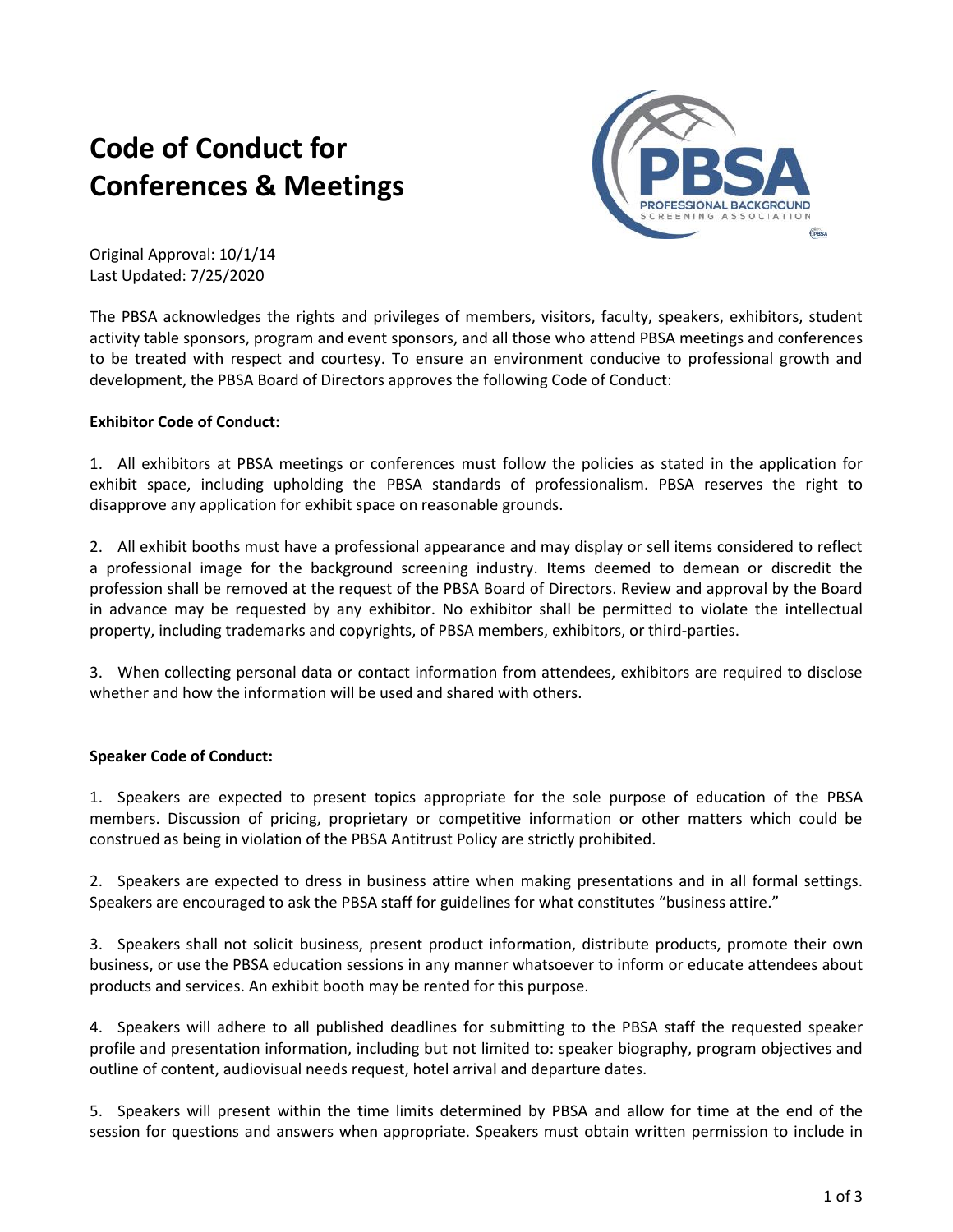# Code of Conduct for Conferences & Meetings

Original Approval: 10/1/14
Last Updated: 7/25/2020

The PBSA acknowledges the rights and privileges of members, visitors, faculty, speakers, exhibitors, student activity table sponsors, program and event sponsors, and all those who attend PBSA meetings and conferences to be treated with respect and courtesy. To ensure an environment conducive to professional growth and development, the PBSA Board of Directors approves the following Code of Conduct:

**Exhibitor Code of Conduct:**

1. All exhibitors at PBSA meetings or conferences must follow the policies as stated in the application for exhibit space, including upholding the PBSA standards of professionalism. PBSA reserves the right to disapprove any application for exhibit space on reasonable grounds.

2. All exhibit booths must have a professional appearance and may display or sell items considered to reflect a professional image for the background screening industry. Items deemed to demean or discredit the profession shall be removed at the request of the PBSA Board of Directors. Review and approval by the Board in advance may be requested by any exhibitor. No exhibitor shall be permitted to violate the intellectual property, including trademarks and copyrights, of PBSA members, exhibitors, or third-parties.

3. When collecting personal data or contact information from attendees, exhibitors are required to disclose whether and how the information will be used and shared with others.

**Speaker Code of Conduct:**

1. Speakers are expected to present topics appropriate for the sole purpose of education of the PBSA members. Discussion of pricing, proprietary or competitive information or other matters which could be construed as being in violation of the PBSA Antitrust Policy are strictly prohibited.

2. Speakers are expected to dress in business attire when making presentations and in all formal settings. Speakers are encouraged to ask the PBSA staff for guidelines for what constitutes "business attire."

3. Speakers shall not solicit business, present product information, distribute products, promote their own business, or use the PBSA education sessions in any manner whatsoever to inform or educate attendees about products and services. An exhibit booth may be rented for this purpose.

4. Speakers will adhere to all published deadlines for submitting to the PBSA staff the requested speaker profile and presentation information, including but not limited to: speaker biography, program objectives and outline of content, audiovisual needs request, hotel arrival and departure dates.

5. Speakers will present within the time limits determined by PBSA and allow for time at the end of the session for questions and answers when appropriate. Speakers must obtain written permission to include in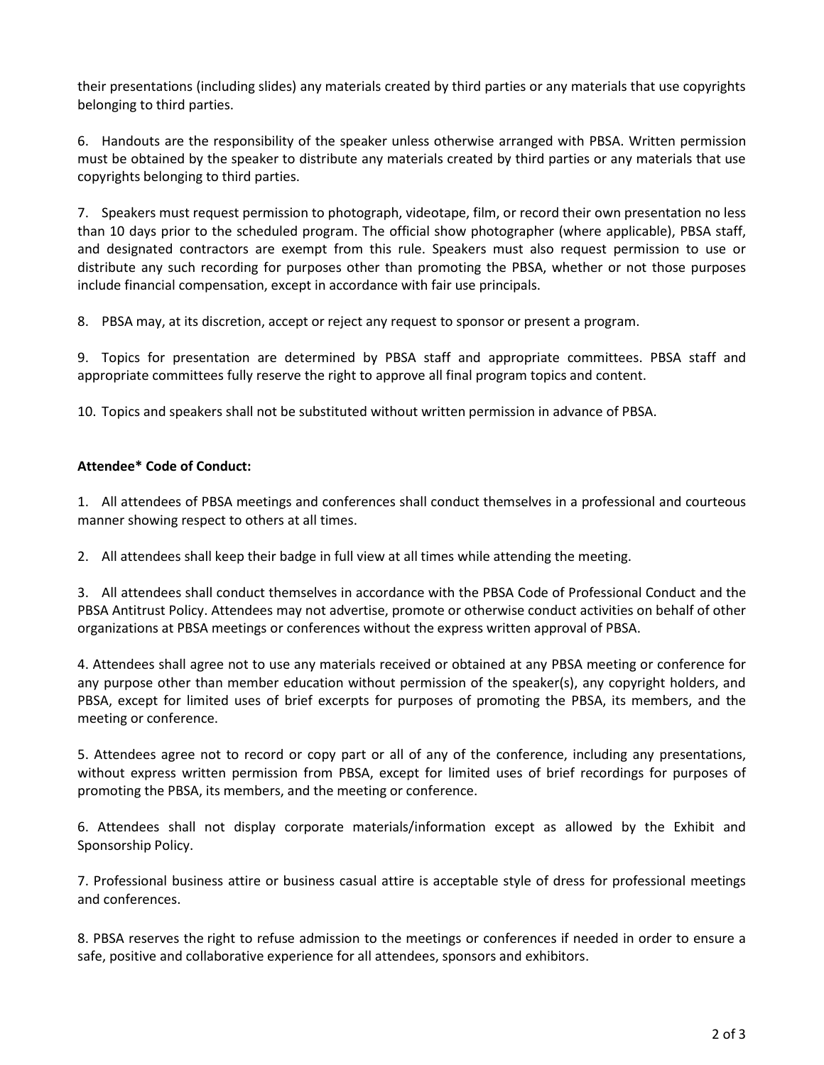their presentations (including slides) any materials created by third parties or any materials that use copyrights belonging to third parties.

6. Handouts are the responsibility of the speaker unless otherwise arranged with PBSA. Written permission must be obtained by the speaker to distribute any materials created by third parties or any materials that use copyrights belonging to third parties.

7. Speakers must request permission to photograph, videotape, film, or record their own presentation no less than 10 days prior to the scheduled program. The official show photographer (where applicable), PBSA staff, and designated contractors are exempt from this rule. Speakers must also request permission to use or distribute any such recording for purposes other than promoting the PBSA, whether or not those purposes include financial compensation, except in accordance with fair use principals.

8. PBSA may, at its discretion, accept or reject any request to sponsor or present a program.

9. Topics for presentation are determined by PBSA staff and appropriate committees. PBSA staff and appropriate committees fully reserve the right to approve all final program topics and content.

10. Topics and speakers shall not be substituted without written permission in advance of PBSA.

**Attendee* Code of Conduct:**

1. All attendees of PBSA meetings and conferences shall conduct themselves in a professional and courteous manner showing respect to others at all times.

2. All attendees shall keep their badge in full view at all times while attending the meeting.

3. All attendees shall conduct themselves in accordance with the PBSA Code of Professional Conduct and the PBSA Antitrust Policy. Attendees may not advertise, promote or otherwise conduct activities on behalf of other organizations at PBSA meetings or conferences without the express written approval of PBSA.

4. Attendees shall agree not to use any materials received or obtained at any PBSA meeting or conference for any purpose other than member education without permission of the speaker(s), any copyright holders, and PBSA, except for limited uses of brief excerpts for purposes of promoting the PBSA, its members, and the meeting or conference.

5. Attendees agree not to record or copy part or all of any of the conference, including any presentations, without express written permission from PBSA, except for limited uses of brief recordings for purposes of promoting the PBSA, its members, and the meeting or conference.

6. Attendees shall not display corporate materials/information except as allowed by the Exhibit and Sponsorship Policy.

7. Professional business attire or business casual attire is acceptable style of dress for professional meetings and conferences.

8. PBSA reserves the right to refuse admission to the meetings or conferences if needed in order to ensure a safe, positive and collaborative experience for all attendees, sponsors and exhibitors.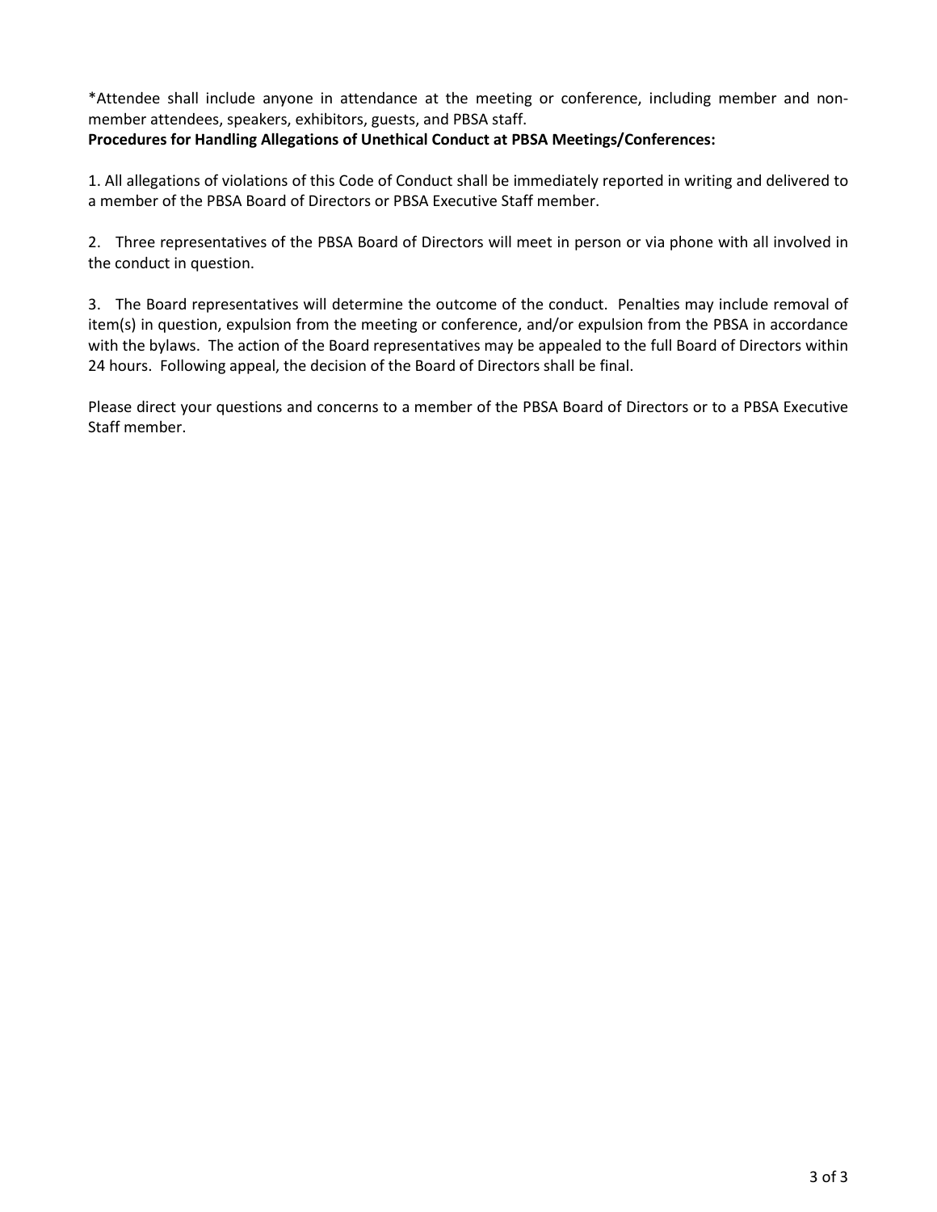*Attendee shall include anyone in attendance at the meeting or conference, including member and non-member attendees, speakers, exhibitors, guests, and PBSA staff.

**Procedures for Handling Allegations of Unethical Conduct at PBSA Meetings/Conferences:**

1. All allegations of violations of this Code of Conduct shall be immediately reported in writing and delivered to a member of the PBSA Board of Directors or PBSA Executive Staff member.

2. Three representatives of the PBSA Board of Directors will meet in person or via phone with all involved in the conduct in question.

3. The Board representatives will determine the outcome of the conduct. Penalties may include removal of item(s) in question, expulsion from the meeting or conference, and/or expulsion from the PBSA in accordance with the bylaws. The action of the Board representatives may be appealed to the full Board of Directors within 24 hours. Following appeal, the decision of the Board of Directors shall be final.

Please direct your questions and concerns to a member of the PBSA Board of Directors or to a PBSA Executive Staff member.